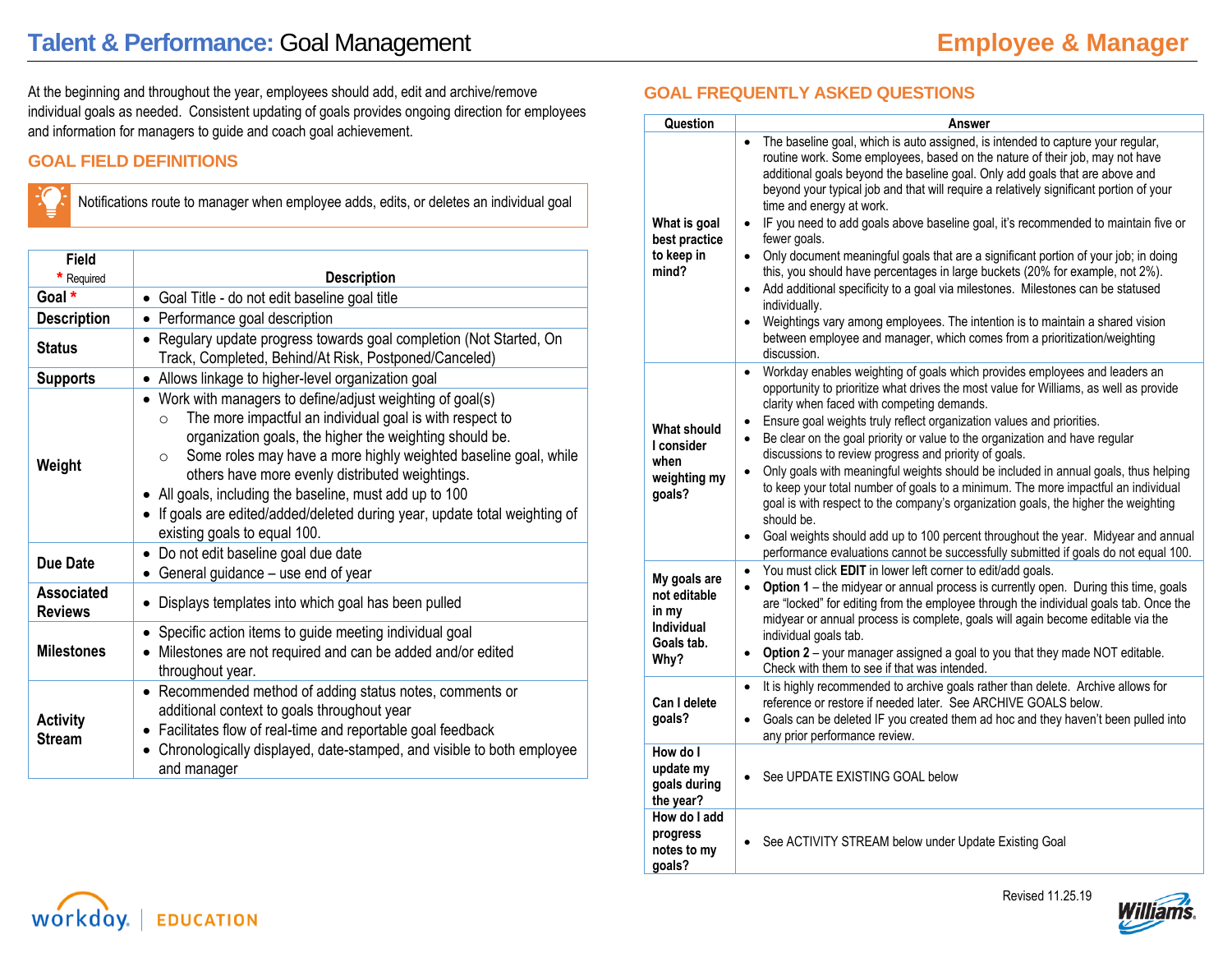# Talent & Performance: Goal Management

## Employee & Manager

At the beginning and throughout the year, employees should add, edit and archive/remove individual goals as needed. Consistent updating of goals provides ongoing direction for employees and information for managers to guide and coach goal achievement.

## GOAL FIELD DEFINITIONS

Notifications route to manager when employee adds, edits, or deletes an individual goal

| Field<br>* Required | Description |
|---|---|
| **Goal** * | • Goal Title - do not edit baseline goal title |
| **Description** | • Performance goal description |
| **Status** | • Regulary update progress towards goal completion (Not Started, On Track, Completed, Behind/At Risk, Postponed/Canceled) |
| **Supports** | • Allows linkage to higher-level organization goal |
| **Weight** | • Work with managers to define/adjust weighting of goal(s)<br>○ The more impactful an individual goal is with respect to organization goals, the higher the weighting should be.<br>○ Some roles may have a more highly weighted baseline goal, while others have more evenly distributed weightings.<br>• All goals, including the baseline, must add up to 100<br>• If goals are edited/added/deleted during year, update total weighting of existing goals to equal 100. |
| **Due Date** | • Do not edit baseline goal due date<br>• General guidance – use end of year |
| **Associated Reviews** | • Displays templates into which goal has been pulled |
| **Milestones** | • Specific action items to guide meeting individual goal<br>• Milestones are not required and can be added and/or edited throughout year. |
| **Activity Stream** | • Recommended method of adding status notes, comments or additional context to goals throughout year<br>• Facilitates flow of real-time and reportable goal feedback<br>• Chronologically displayed, date-stamped, and visible to both employee and manager |

## GOAL FREQUENTLY ASKED QUESTIONS

| Question | Answer |
|---|---|
| **What is goal best practice to keep in mind?** | • The baseline goal, which is auto assigned, is intended to capture your regular, routine work. Some employees, based on the nature of their job, may not have additional goals beyond the baseline goal. Only add goals that are above and beyond your typical job and that will require a relatively significant portion of your time and energy at work.<br>• IF you need to add goals above baseline goal, it's recommended to maintain five or fewer goals.<br>• Only document meaningful goals that are a significant portion of your job; in doing this, you should have percentages in large buckets (20% for example, not 2%).<br>• Add additional specificity to a goal via milestones. Milestones can be statused individually.<br>• Weightings vary among employees. The intention is to maintain a shared vision between employee and manager, which comes from a prioritization/weighting discussion. |
| **What should I consider when weighting my goals?** | • Workday enables weighting of goals which provides employees and leaders an opportunity to prioritize what drives the most value for Williams, as well as provide clarity when faced with competing demands.<br>• Ensure goal weights truly reflect organization values and priorities.<br>• Be clear on the goal priority or value to the organization and have regular discussions to review progress and priority of goals.<br>• Only goals with meaningful weights should be included in annual goals, thus helping to keep your total number of goals to a minimum. The more impactful an individual goal is with respect to the company's organization goals, the higher the weighting should be.<br>• Goal weights should add up to 100 percent throughout the year. Midyear and annual performance evaluations cannot be successfully submitted if goals do not equal 100. |
| **My goals are not editable in my Individual Goals tab. Why?** | • You must click **EDIT** in lower left corner to edit/add goals.<br>• **Option 1** – the midyear or annual process is currently open. During this time, goals are "locked" for editing from the employee through the individual goals tab. Once the midyear or annual process is complete, goals will again become editable via the individual goals tab.<br>• **Option 2** – your manager assigned a goal to you that they made NOT editable. Check with them to see if that was intended. |
| **Can I delete goals?** | • It is highly recommended to archive goals rather than delete. Archive allows for reference or restore if needed later. See ARCHIVE GOALS below.<br>• Goals can be deleted IF you created them ad hoc and they haven't been pulled into any prior performance review. |
| **How do I update my goals during the year?** | • See UPDATE EXISTING GOAL below |
| **How do I add progress notes to my goals?** | • See ACTIVITY STREAM below under Update Existing Goal |

Revised 11.25.19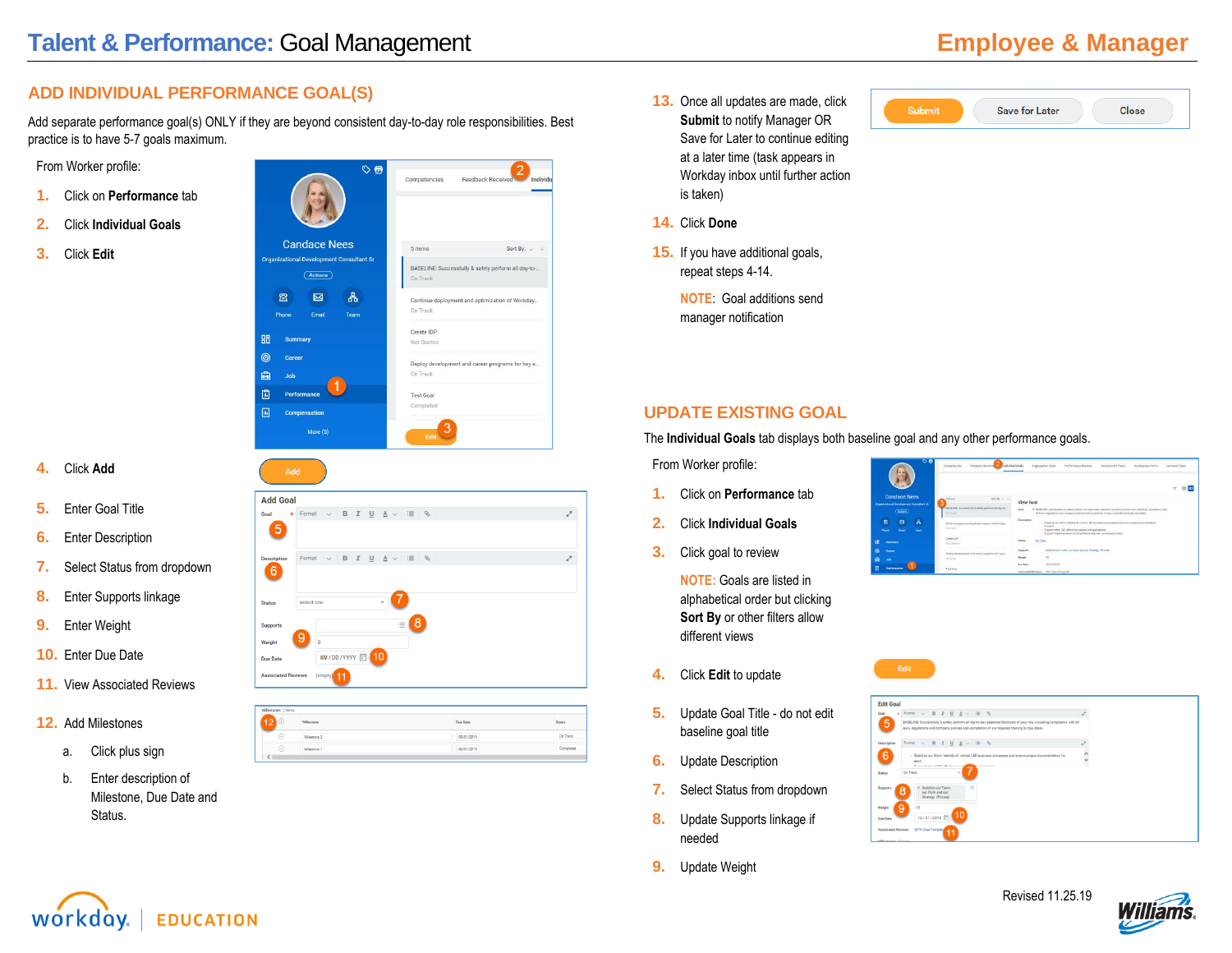# Talent & Performance: Goal Management

## Employee & Manager

## ADD INDIVIDUAL PERFORMANCE GOAL(S)

Add separate performance goal(s) ONLY if they are beyond consistent day-to-day role responsibilities. Best practice is to have 5-7 goals maximum.

From Worker profile:

1. Click on **Performance** tab
2. Click **Individual Goals**
3. Click **Edit**
4. Click **Add**
5. Enter Goal Title
6. Enter Description
7. Select Status from dropdown
8. Enter Supports linkage
9. Enter Weight
10. Enter Due Date
11. View Associated Reviews
12. Add Milestones
    a. Click plus sign
    b. Enter description of Milestone, Due Date and Status.
13. Once all updates are made, click **Submit** to notify Manager OR Save for Later to continue editing at a later time (task appears in Workday inbox until further action is taken)
14. Click **Done**
15. If you have additional goals, repeat steps 4-14.

NOTE: Goal additions send manager notification

## UPDATE EXISTING GOAL

The **Individual Goals** tab displays both baseline goal and any other performance goals.

From Worker profile:

1. Click on **Performance** tab
2. Click **Individual Goals**
3. Click goal to review

   NOTE: Goals are listed in alphabetical order but clicking **Sort By** or other filters allow different views

4. Click **Edit** to update
5. Update Goal Title - do not edit baseline goal title
6. Update Description
7. Select Status from dropdown
8. Update Supports linkage if needed
9. Update Weight

Revised 11.25.19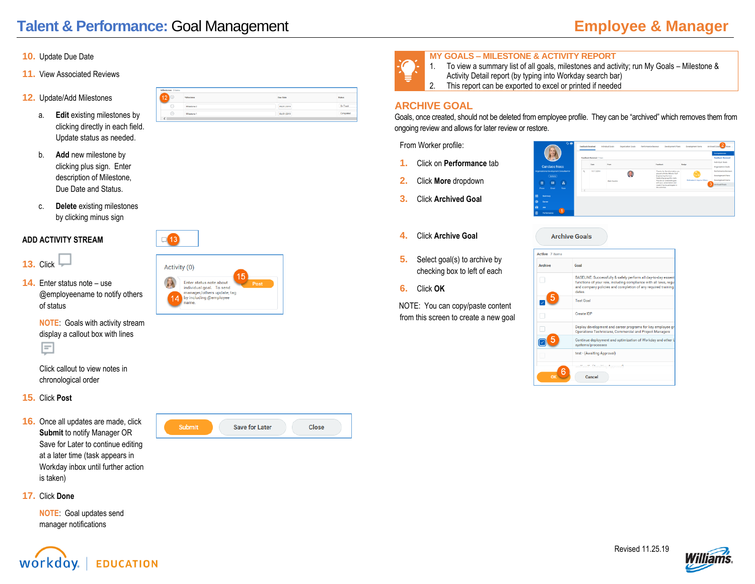# Talent & Performance: Goal Management

## Employee & Manager

**10.** Update Due Date

**11.** View Associated Reviews

**12.** Update/Add Milestones

a. **Edit** existing milestones by clicking directly in each field. Update status as needed.

b. **Add** new milestone by clicking plus sign. Enter description of Milestone, Due Date and Status.

c. **Delete** existing milestones by clicking minus sign

### ADD ACTIVITY STREAM

**13.** Click

**14.** Enter status note – use @employeename to notify others of status

NOTE: Goals with activity stream display a callout box with lines

Click callout to view notes in chronological order

**15.** Click **Post**

**16.** Once all updates are made, click **Submit** to notify Manager OR Save for Later to continue editing at a later time (task appears in Workday inbox until further action is taken)

**17.** Click **Done**

NOTE: Goal updates send manager notifications

### MY GOALS – MILESTONE & ACTIVITY REPORT

1. To view a summary list of all goals, milestones and activity; run My Goals – Milestone & Activity Detail report (by typing into Workday search bar)
2. This report can be exported to excel or printed if needed

## ARCHIVE GOAL

Goals, once created, should not be deleted from employee profile. They can be "archived" which removes them from ongoing review and allows for later review or restore.

From Worker profile:

**1.** Click on **Performance** tab

**2.** Click **More** dropdown

**3.** Click **Archived Goal**

**4.** Click **Archive Goal**

**5.** Select goal(s) to archive by checking box to left of each

**6.** Click **OK**

NOTE: You can copy/paste content from this screen to create a new goal

Revised 11.25.19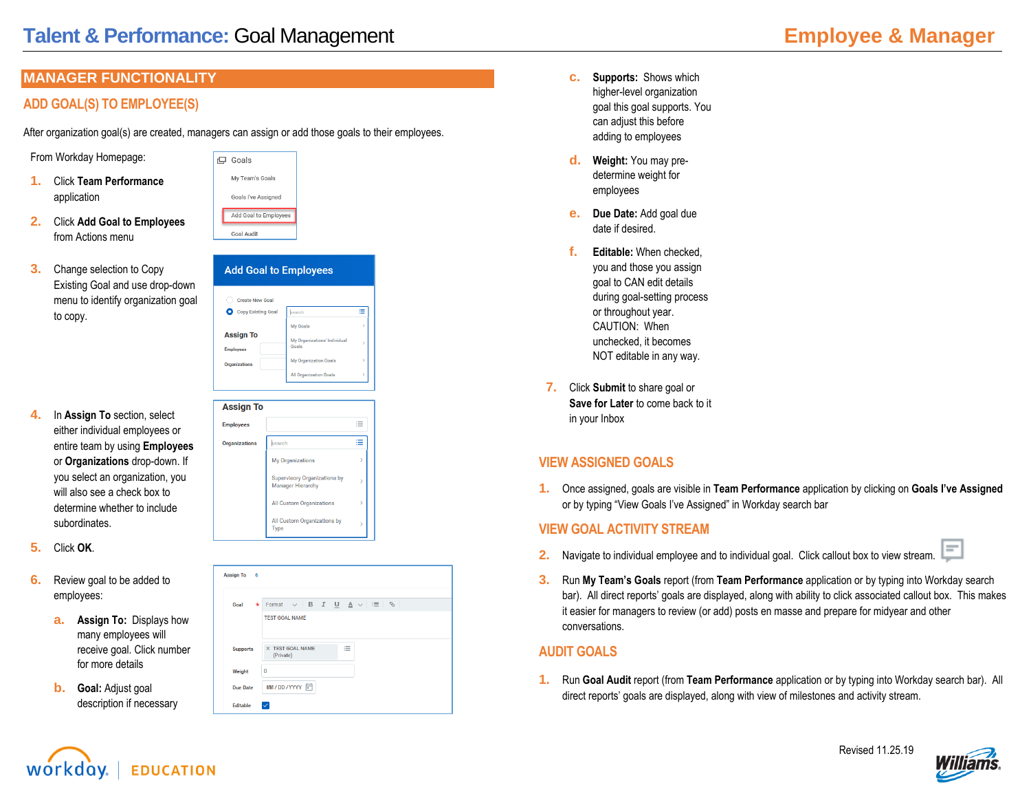# Talent & Performance: Goal Management

## Employee & Manager

## MANAGER FUNCTIONALITY

### ADD GOAL(S) TO EMPLOYEE(S)

After organization goal(s) are created, managers can assign or add those goals to their employees.

From Workday Homepage:

1. Click **Team Performance** application
2. Click **Add Goal to Employees** from Actions menu
3. Change selection to Copy Existing Goal and use drop-down menu to identify organization goal to copy.
4. In **Assign To** section, select either individual employees or entire team by using **Employees** or **Organizations** drop-down. If you select an organization, you will also see a check box to determine whether to include subordinates.
5. Click **OK**.
6. Review goal to be added to employees:
   a. **Assign To:** Displays how many employees will receive goal. Click number for more details
   b. **Goal:** Adjust goal description if necessary
   c. **Supports:** Shows which higher-level organization goal this goal supports. You can adjust this before adding to employees
   d. **Weight:** You may pre-determine weight for employees
   e. **Due Date:** Add goal due date if desired.
   f. **Editable:** When checked, you and those you assign goal to CAN edit details during goal-setting process or throughout year. CAUTION: When unchecked, it becomes NOT editable in any way.
7. Click **Submit** to share goal or **Save for Later** to come back to it in your Inbox

### VIEW ASSIGNED GOALS

1. Once assigned, goals are visible in **Team Performance** application by clicking on **Goals I've Assigned** or by typing "View Goals I've Assigned" in Workday search bar

### VIEW GOAL ACTIVITY STREAM

2. Navigate to individual employee and to individual goal. Click callout box to view stream.
3. Run **My Team's Goals** report (from **Team Performance** application or by typing into Workday search bar). All direct reports' goals are displayed, along with ability to click associated callout box. This makes it easier for managers to review (or add) posts en masse and prepare for midyear and other conversations.

### AUDIT GOALS

1. Run **Goal Audit** report (from **Team Performance** application or by typing into Workday search bar). All direct reports' goals are displayed, along with view of milestones and activity stream.

Revised 11.25.19